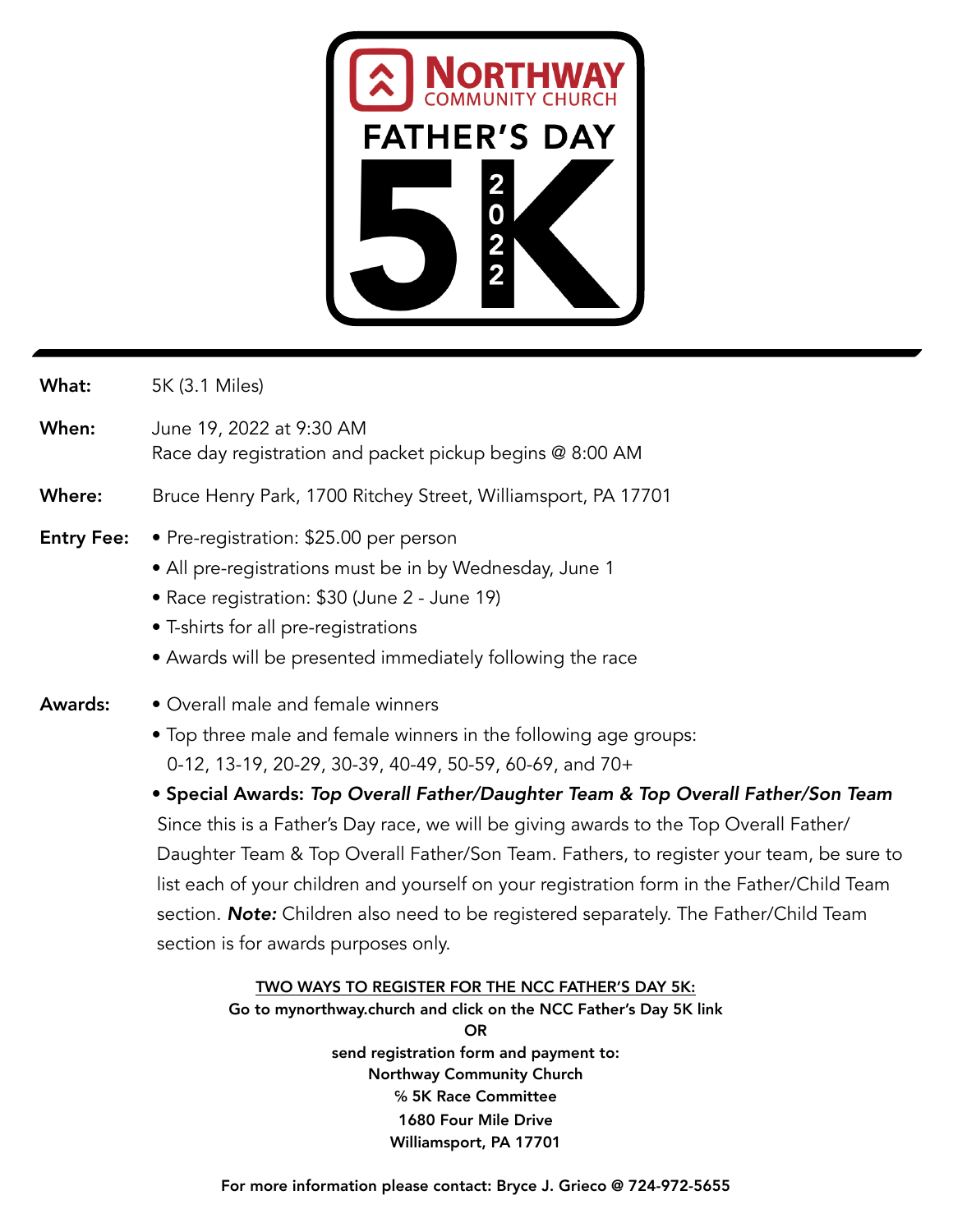# NORTHWAY COMMUNITY CHURCH

# FATHER'S DAY 5K 2022

**What:** 5K (3.1 Miles)

**When:** June 19, 2022 at 9:30 AM
Race day registration and packet pickup begins @ 8:00 AM

**Where:** Bruce Henry Park, 1700 Ritchey Street, Williamsport, PA 17701

**Entry Fee:**

- Pre-registration: $25.00 per person
- All pre-registrations must be in by Wednesday, June 1
- Race registration: $30 (June 2 - June 19)
- T-shirts for all pre-registrations
- Awards will be presented immediately following the race

**Awards:**

- Overall male and female winners
- Top three male and female winners in the following age groups: 0-12, 13-19, 20-29, 30-39, 40-49, 50-59, 60-69, and 70+
- **Special Awards:** ***Top Overall Father/Daughter Team & Top Overall Father/Son Team***

Since this is a Father's Day race, we will be giving awards to the Top Overall Father/Daughter Team & Top Overall Father/Son Team. Fathers, to register your team, be sure to list each of your children and yourself on your registration form in the Father/Child Team section. ***Note:*** Children also need to be registered separately. The Father/Child Team section is for awards purposes only.

**TWO WAYS TO REGISTER FOR THE NCC FATHER'S DAY 5K:**

**Go to mynorthway.church and click on the NCC Father's Day 5K link**

**OR**

**send registration form and payment to:**
**Northway Community Church**
**% 5K Race Committee**
**1680 Four Mile Drive**
**Williamsport, PA 17701**

**For more information please contact: Bryce J. Grieco @ 724-972-5655**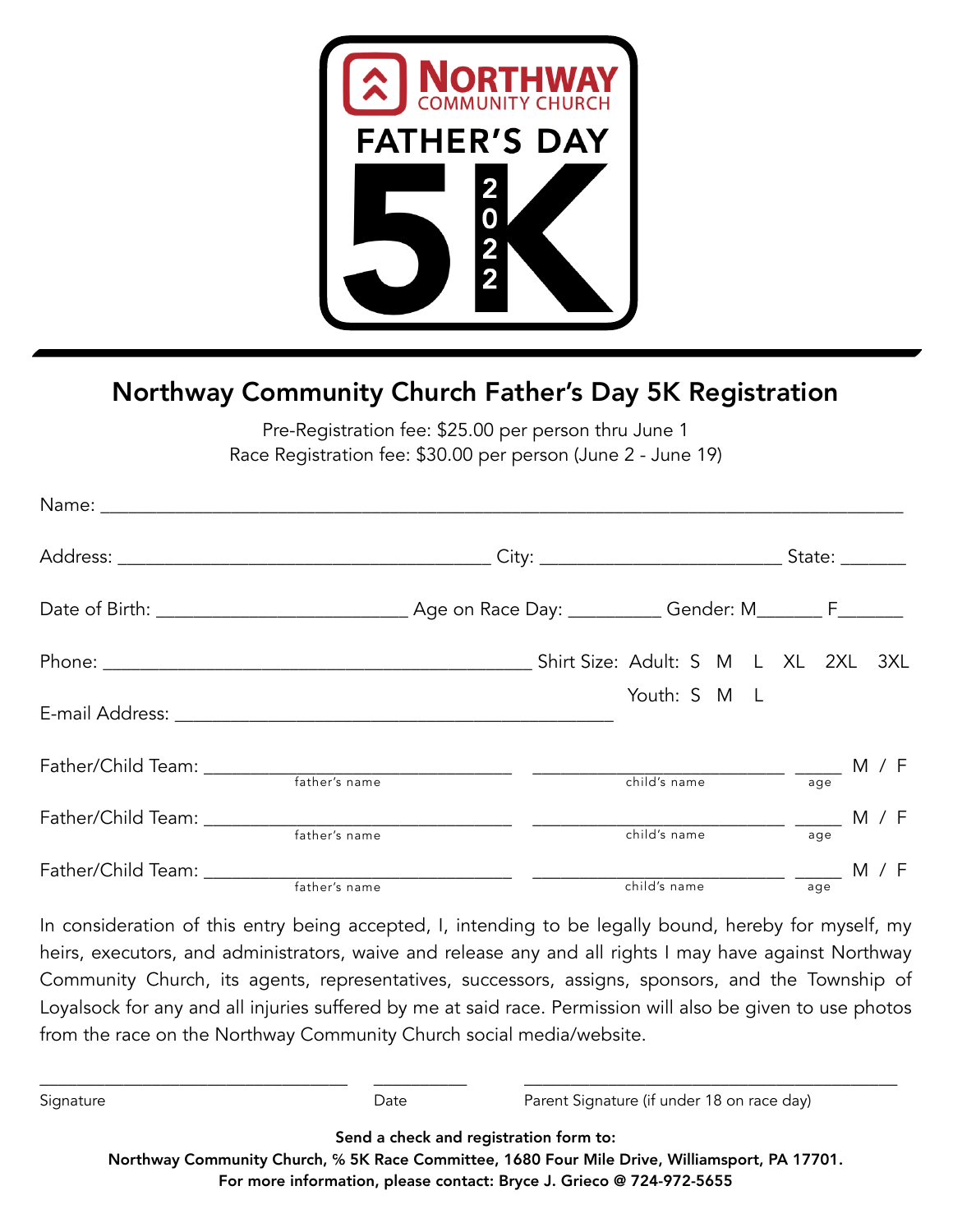NORTHWAY COMMUNITY CHURCH

FATHER'S DAY 5K 2022

## Northway Community Church Father's Day 5K Registration

Pre-Registration fee: $25.00 per person thru June 1
Race Registration fee: $30.00 per person (June 2 - June 19)

Name: ______________________________________________________________________________

Address: ______________________________________ City: _________________________ State: _______

Date of Birth: __________________________ Age on Race Day: _________ Gender: M_______ F_______

Phone: _____________________________________________ Shirt Size: Adult: S M L XL 2XL 3XL

Youth: S M L

E-mail Address: ______________________________________________

Father/Child Team: ________________________________ __________________________ _____ M / F
father's name child's name age

Father/Child Team: ________________________________ __________________________ _____ M / F
father's name child's name age

Father/Child Team: ________________________________ __________________________ _____ M / F
father's name child's name age

In consideration of this entry being accepted, I, intending to be legally bound, hereby for myself, my heirs, executors, and administrators, waive and release any and all rights I may have against Northway Community Church, its agents, representatives, successors, assigns, sponsors, and the Township of Loyalsock for any and all injuries suffered by me at said race. Permission will also be given to use photos from the race on the Northway Community Church social media/website.

________________________________ __________ ________________________________________

Signature Date Parent Signature (if under 18 on race day)

**Send a check and registration form to:**
**Northway Community Church, % 5K Race Committee, 1680 Four Mile Drive, Williamsport, PA 17701.**
**For more information, please contact: Bryce J. Grieco @ 724-972-5655**